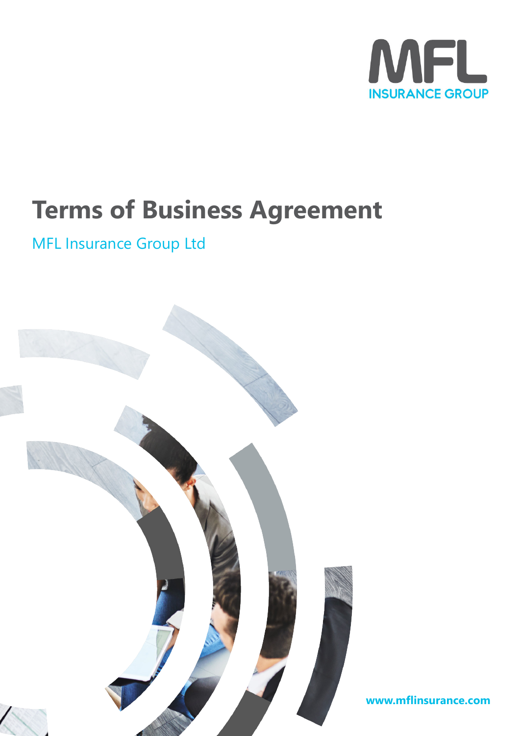MFL
INSURANCE GROUP

# Terms of Business Agreement

MFL Insurance Group Ltd

**www.mflinsurance.com**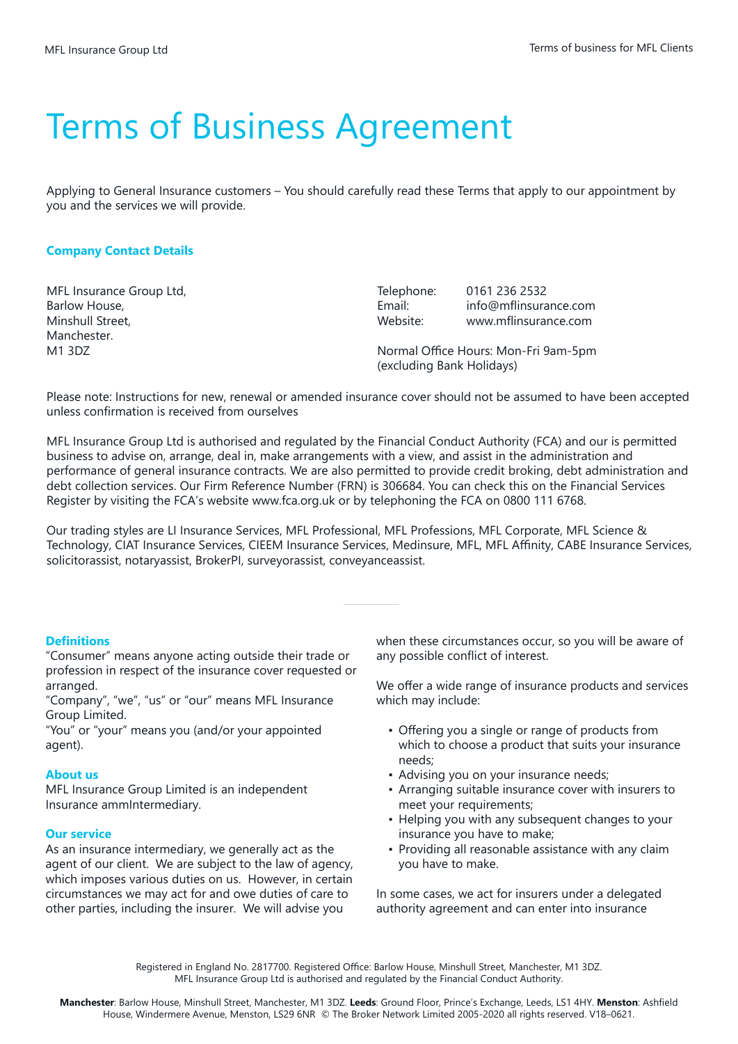# Terms of Business Agreement

Applying to General Insurance customers – You should carefully read these Terms that apply to our appointment by you and the services we will provide.

**Company Contact Details**

MFL Insurance Group Ltd,
Barlow House,
Minshull Street,
Manchester.
M1 3DZ

Telephone: 0161 236 2532
Email: info@mflinsurance.com
Website: www.mflinsurance.com

Normal Office Hours: Mon-Fri 9am-5pm (excluding Bank Holidays)

Please note: Instructions for new, renewal or amended insurance cover should not be assumed to have been accepted unless confirmation is received from ourselves

MFL Insurance Group Ltd is authorised and regulated by the Financial Conduct Authority (FCA) and our is permitted business to advise on, arrange, deal in, make arrangements with a view, and assist in the administration and performance of general insurance contracts. We are also permitted to provide credit broking, debt administration and debt collection services. Our Firm Reference Number (FRN) is 306684. You can check this on the Financial Services Register by visiting the FCA's website www.fca.org.uk or by telephoning the FCA on 0800 111 6768.

Our trading styles are LI Insurance Services, MFL Professional, MFL Professions, MFL Corporate, MFL Science & Technology, CIAT Insurance Services, CIEEM Insurance Services, Medinsure, MFL, MFL Affinity, CABE Insurance Services, solicitorassist, notaryassist, BrokerPI, surveyorassist, conveyanceassist.

**Definitions**

"Consumer" means anyone acting outside their trade or profession in respect of the insurance cover requested or arranged.
"Company", "we", "us" or "our" means MFL Insurance Group Limited.
"You" or "your" means you (and/or your appointed agent).

**About us**

MFL Insurance Group Limited is an independent Insurance ammIntermediary.

**Our service**

As an insurance intermediary, we generally act as the agent of our client. We are subject to the law of agency, which imposes various duties on us. However, in certain circumstances we may act for and owe duties of care to other parties, including the insurer. We will advise you when these circumstances occur, so you will be aware of any possible conflict of interest.

We offer a wide range of insurance products and services which may include:

- Offering you a single or range of products from which to choose a product that suits your insurance needs;
- Advising you on your insurance needs;
- Arranging suitable insurance cover with insurers to meet your requirements;
- Helping you with any subsequent changes to your insurance you have to make;
- Providing all reasonable assistance with any claim you have to make.

In some cases, we act for insurers under a delegated authority agreement and can enter into insurance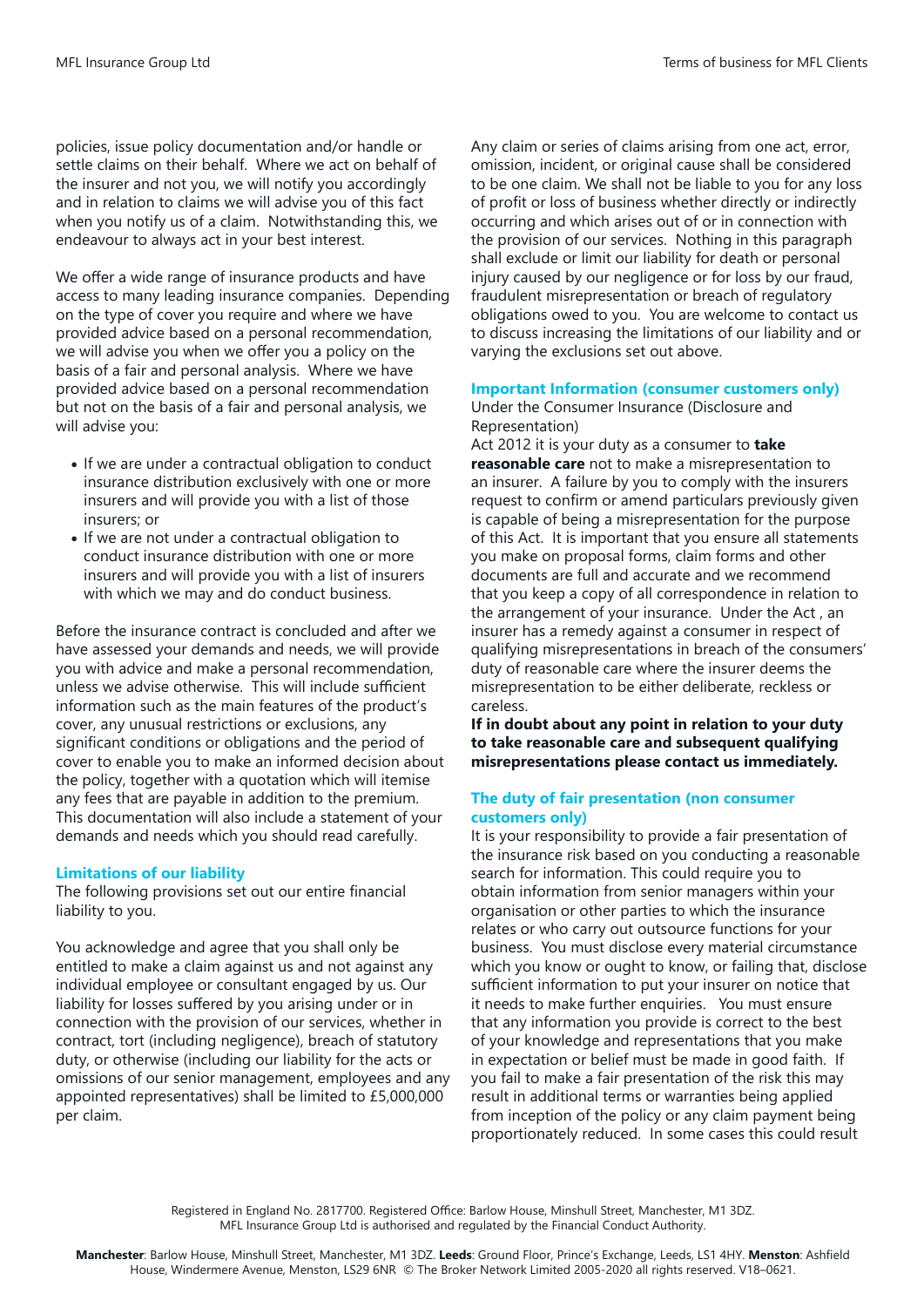policies, issue policy documentation and/or handle or settle claims on their behalf. Where we act on behalf of the insurer and not you, we will notify you accordingly and in relation to claims we will advise you of this fact when you notify us of a claim. Notwithstanding this, we endeavour to always act in your best interest.

We offer a wide range of insurance products and have access to many leading insurance companies. Depending on the type of cover you require and where we have provided advice based on a personal recommendation, we will advise you when we offer you a policy on the basis of a fair and personal analysis. Where we have provided advice based on a personal recommendation but not on the basis of a fair and personal analysis, we will advise you:

- If we are under a contractual obligation to conduct insurance distribution exclusively with one or more insurers and will provide you with a list of those insurers; or
- If we are not under a contractual obligation to conduct insurance distribution with one or more insurers and will provide you with a list of insurers with which we may and do conduct business.

Before the insurance contract is concluded and after we have assessed your demands and needs, we will provide you with advice and make a personal recommendation, unless we advise otherwise. This will include sufficient information such as the main features of the product's cover, any unusual restrictions or exclusions, any significant conditions or obligations and the period of cover to enable you to make an informed decision about the policy, together with a quotation which will itemise any fees that are payable in addition to the premium. This documentation will also include a statement of your demands and needs which you should read carefully.

## Limitations of our liability

The following provisions set out our entire financial liability to you.

You acknowledge and agree that you shall only be entitled to make a claim against us and not against any individual employee or consultant engaged by us. Our liability for losses suffered by you arising under or in connection with the provision of our services, whether in contract, tort (including negligence), breach of statutory duty, or otherwise (including our liability for the acts or omissions of our senior management, employees and any appointed representatives) shall be limited to £5,000,000 per claim.

Any claim or series of claims arising from one act, error, omission, incident, or original cause shall be considered to be one claim. We shall not be liable to you for any loss of profit or loss of business whether directly or indirectly occurring and which arises out of or in connection with the provision of our services. Nothing in this paragraph shall exclude or limit our liability for death or personal injury caused by our negligence or for loss by our fraud, fraudulent misrepresentation or breach of regulatory obligations owed to you. You are welcome to contact us to discuss increasing the limitations of our liability and or varying the exclusions set out above.

## Important Information (consumer customers only)

Under the Consumer Insurance (Disclosure and Representation)
Act 2012 it is your duty as a consumer to **take reasonable care** not to make a misrepresentation to an insurer. A failure by you to comply with the insurers request to confirm or amend particulars previously given is capable of being a misrepresentation for the purpose of this Act. It is important that you ensure all statements you make on proposal forms, claim forms and other documents are full and accurate and we recommend that you keep a copy of all correspondence in relation to the arrangement of your insurance. Under the Act , an insurer has a remedy against a consumer in respect of qualifying misrepresentations in breach of the consumers' duty of reasonable care where the insurer deems the misrepresentation to be either deliberate, reckless or careless.

**If in doubt about any point in relation to your duty to take reasonable care and subsequent qualifying misrepresentations please contact us immediately.**

## The duty of fair presentation (non consumer customers only)

It is your responsibility to provide a fair presentation of the insurance risk based on you conducting a reasonable search for information. This could require you to obtain information from senior managers within your organisation or other parties to which the insurance relates or who carry out outsource functions for your business. You must disclose every material circumstance which you know or ought to know, or failing that, disclose sufficient information to put your insurer on notice that it needs to make further enquiries. You must ensure that any information you provide is correct to the best of your knowledge and representations that you make in expectation or belief must be made in good faith. If you fail to make a fair presentation of the risk this may result in additional terms or warranties being applied from inception of the policy or any claim payment being proportionately reduced. In some cases this could result

Registered in England No. 2817700. Registered Office: Barlow House, Minshull Street, Manchester, M1 3DZ.
MFL Insurance Group Ltd is authorised and regulated by the Financial Conduct Authority.

**Manchester**: Barlow House, Minshull Street, Manchester, M1 3DZ. **Leeds**: Ground Floor, Prince's Exchange, Leeds, LS1 4HY. **Menston**: Ashfield House, Windermere Avenue, Menston, LS29 6NR © The Broker Network Limited 2005-2020 all rights reserved. V18–0621.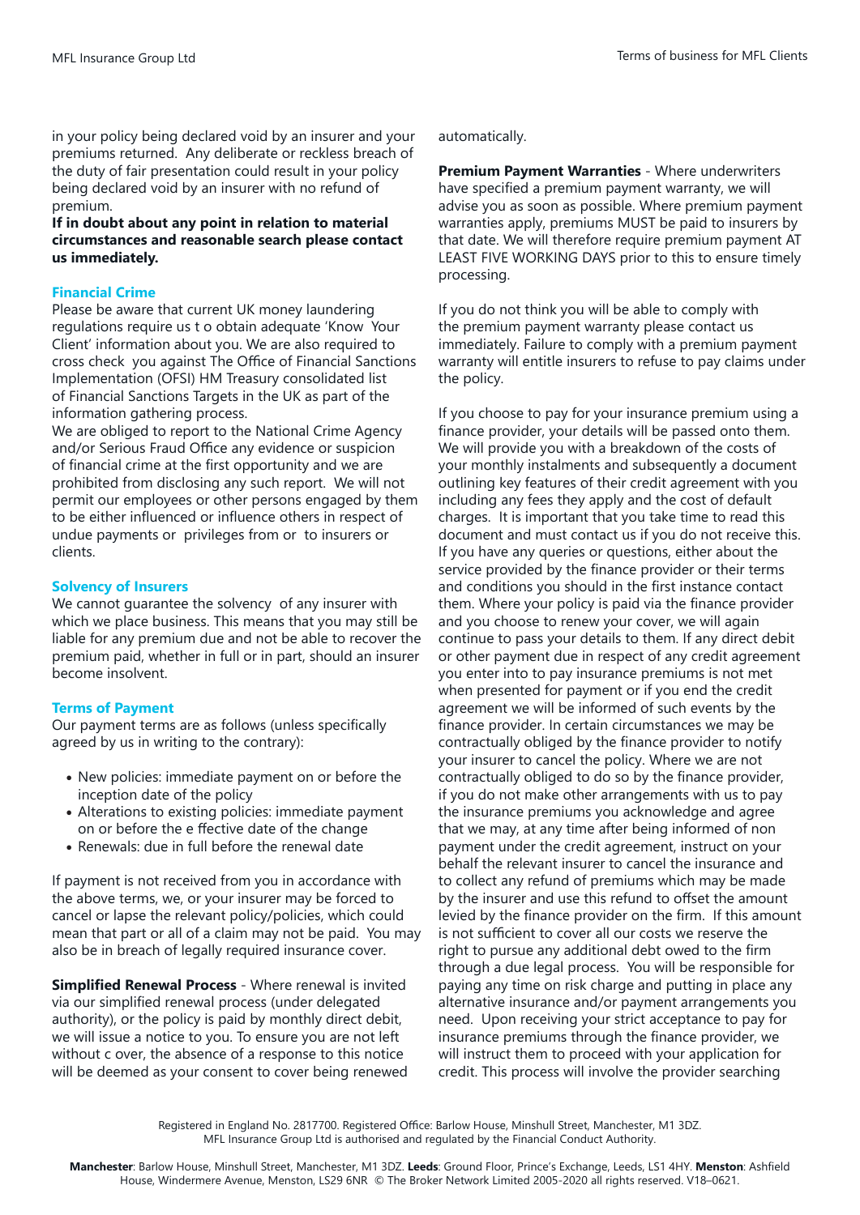in your policy being declared void by an insurer and your premiums returned. Any deliberate or reckless breach of the duty of fair presentation could result in your policy being declared void by an insurer with no refund of premium.

**If in doubt about any point in relation to material circumstances and reasonable search please contact us immediately.**

### Financial Crime

Please be aware that current UK money laundering regulations require us t o obtain adequate 'Know Your Client' information about you. We are also required to cross check you against The Office of Financial Sanctions Implementation (OFSI) HM Treasury consolidated list of Financial Sanctions Targets in the UK as part of the information gathering process.

We are obliged to report to the National Crime Agency and/or Serious Fraud Office any evidence or suspicion of financial crime at the first opportunity and we are prohibited from disclosing any such report. We will not permit our employees or other persons engaged by them to be either influenced or influence others in respect of undue payments or privileges from or to insurers or clients.

### Solvency of Insurers

We cannot guarantee the solvency of any insurer with which we place business. This means that you may still be liable for any premium due and not be able to recover the premium paid, whether in full or in part, should an insurer become insolvent.

### Terms of Payment

Our payment terms are as follows (unless specifically agreed by us in writing to the contrary):

- New policies: immediate payment on or before the inception date of the policy
- Alterations to existing policies: immediate payment on or before the e ffective date of the change
- Renewals: due in full before the renewal date

If payment is not received from you in accordance with the above terms, we, or your insurer may be forced to cancel or lapse the relevant policy/policies, which could mean that part or all of a claim may not be paid. You may also be in breach of legally required insurance cover.

**Simplified Renewal Process** - Where renewal is invited via our simplified renewal process (under delegated authority), or the policy is paid by monthly direct debit, we will issue a notice to you. To ensure you are not left without c over, the absence of a response to this notice will be deemed as your consent to cover being renewed automatically.

**Premium Payment Warranties** - Where underwriters have specified a premium payment warranty, we will advise you as soon as possible. Where premium payment warranties apply, premiums MUST be paid to insurers by that date. We will therefore require premium payment AT LEAST FIVE WORKING DAYS prior to this to ensure timely processing.

If you do not think you will be able to comply with the premium payment warranty please contact us immediately. Failure to comply with a premium payment warranty will entitle insurers to refuse to pay claims under the policy.

If you choose to pay for your insurance premium using a finance provider, your details will be passed onto them. We will provide you with a breakdown of the costs of your monthly instalments and subsequently a document outlining key features of their credit agreement with you including any fees they apply and the cost of default charges. It is important that you take time to read this document and must contact us if you do not receive this. If you have any queries or questions, either about the service provided by the finance provider or their terms and conditions you should in the first instance contact them. Where your policy is paid via the finance provider and you choose to renew your cover, we will again continue to pass your details to them. If any direct debit or other payment due in respect of any credit agreement you enter into to pay insurance premiums is not met when presented for payment or if you end the credit agreement we will be informed of such events by the finance provider. In certain circumstances we may be contractually obliged by the finance provider to notify your insurer to cancel the policy. Where we are not contractually obliged to do so by the finance provider, if you do not make other arrangements with us to pay the insurance premiums you acknowledge and agree that we may, at any time after being informed of non payment under the credit agreement, instruct on your behalf the relevant insurer to cancel the insurance and to collect any refund of premiums which may be made by the insurer and use this refund to offset the amount levied by the finance provider on the firm. If this amount is not sufficient to cover all our costs we reserve the right to pursue any additional debt owed to the firm through a due legal process. You will be responsible for paying any time on risk charge and putting in place any alternative insurance and/or payment arrangements you need. Upon receiving your strict acceptance to pay for insurance premiums through the finance provider, we will instruct them to proceed with your application for credit. This process will involve the provider searching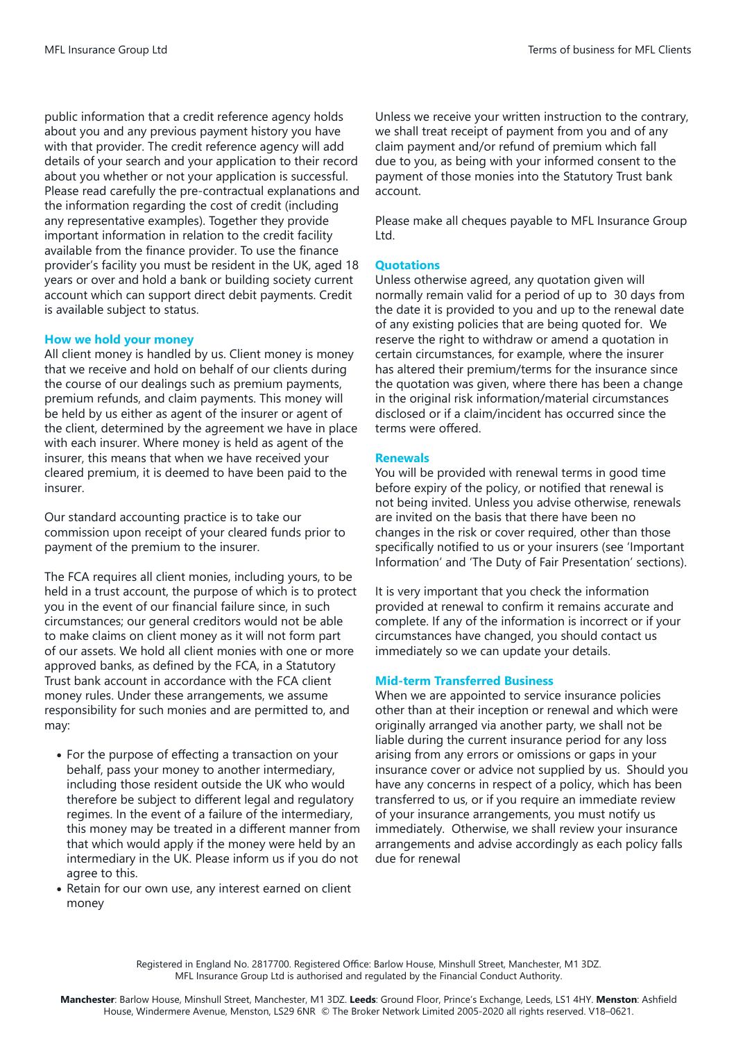public information that a credit reference agency holds about you and any previous payment history you have with that provider. The credit reference agency will add details of your search and your application to their record about you whether or not your application is successful. Please read carefully the pre-contractual explanations and the information regarding the cost of credit (including any representative examples). Together they provide important information in relation to the credit facility available from the finance provider. To use the finance provider's facility you must be resident in the UK, aged 18 years or over and hold a bank or building society current account which can support direct debit payments. Credit is available subject to status.

### How we hold your money

All client money is handled by us. Client money is money that we receive and hold on behalf of our clients during the course of our dealings such as premium payments, premium refunds, and claim payments. This money will be held by us either as agent of the insurer or agent of the client, determined by the agreement we have in place with each insurer. Where money is held as agent of the insurer, this means that when we have received your cleared premium, it is deemed to have been paid to the insurer.

Our standard accounting practice is to take our commission upon receipt of your cleared funds prior to payment of the premium to the insurer.

The FCA requires all client monies, including yours, to be held in a trust account, the purpose of which is to protect you in the event of our financial failure since, in such circumstances; our general creditors would not be able to make claims on client money as it will not form part of our assets. We hold all client monies with one or more approved banks, as defined by the FCA, in a Statutory Trust bank account in accordance with the FCA client money rules. Under these arrangements, we assume responsibility for such monies and are permitted to, and may:

- For the purpose of effecting a transaction on your behalf, pass your money to another intermediary, including those resident outside the UK who would therefore be subject to different legal and regulatory regimes. In the event of a failure of the intermediary, this money may be treated in a different manner from that which would apply if the money were held by an intermediary in the UK. Please inform us if you do not agree to this.
- Retain for our own use, any interest earned on client money

Unless we receive your written instruction to the contrary, we shall treat receipt of payment from you and of any claim payment and/or refund of premium which fall due to you, as being with your informed consent to the payment of those monies into the Statutory Trust bank account.

Please make all cheques payable to MFL Insurance Group Ltd.

### Quotations

Unless otherwise agreed, any quotation given will normally remain valid for a period of up to 30 days from the date it is provided to you and up to the renewal date of any existing policies that are being quoted for. We reserve the right to withdraw or amend a quotation in certain circumstances, for example, where the insurer has altered their premium/terms for the insurance since the quotation was given, where there has been a change in the original risk information/material circumstances disclosed or if a claim/incident has occurred since the terms were offered.

### Renewals

You will be provided with renewal terms in good time before expiry of the policy, or notified that renewal is not being invited. Unless you advise otherwise, renewals are invited on the basis that there have been no changes in the risk or cover required, other than those specifically notified to us or your insurers (see 'Important Information' and 'The Duty of Fair Presentation' sections).

It is very important that you check the information provided at renewal to confirm it remains accurate and complete. If any of the information is incorrect or if your circumstances have changed, you should contact us immediately so we can update your details.

### Mid-term Transferred Business

When we are appointed to service insurance policies other than at their inception or renewal and which were originally arranged via another party, we shall not be liable during the current insurance period for any loss arising from any errors or omissions or gaps in your insurance cover or advice not supplied by us. Should you have any concerns in respect of a policy, which has been transferred to us, or if you require an immediate review of your insurance arrangements, you must notify us immediately. Otherwise, we shall review your insurance arrangements and advise accordingly as each policy falls due for renewal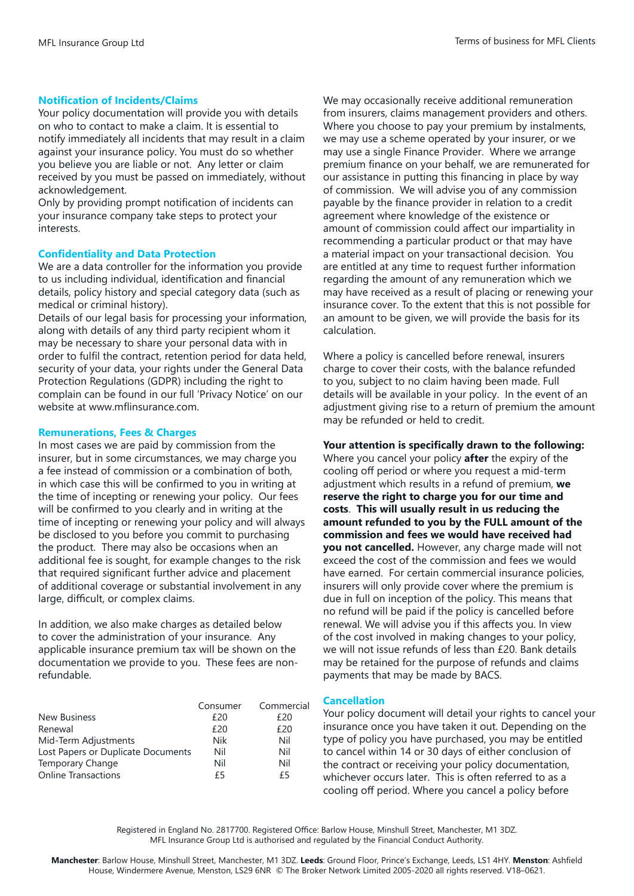### Notification of Incidents/Claims

Your policy documentation will provide you with details on who to contact to make a claim. It is essential to notify immediately all incidents that may result in a claim against your insurance policy. You must do so whether you believe you are liable or not. Any letter or claim received by you must be passed on immediately, without acknowledgement.

Only by providing prompt notification of incidents can your insurance company take steps to protect your interests.

### Confidentiality and Data Protection

We are a data controller for the information you provide to us including individual, identification and financial details, policy history and special category data (such as medical or criminal history).

Details of our legal basis for processing your information, along with details of any third party recipient whom it may be necessary to share your personal data with in order to fulfil the contract, retention period for data held, security of your data, your rights under the General Data Protection Regulations (GDPR) including the right to complain can be found in our full 'Privacy Notice' on our website at www.mflinsurance.com.

### Remunerations, Fees & Charges

In most cases we are paid by commission from the insurer, but in some circumstances, we may charge you a fee instead of commission or a combination of both, in which case this will be confirmed to you in writing at the time of incepting or renewing your policy. Our fees will be confirmed to you clearly and in writing at the time of incepting or renewing your policy and will always be disclosed to you before you commit to purchasing the product. There may also be occasions when an additional fee is sought, for example changes to the risk that required significant further advice and placement of additional coverage or substantial involvement in any large, difficult, or complex claims.

In addition, we also make charges as detailed below to cover the administration of your insurance. Any applicable insurance premium tax will be shown on the documentation we provide to you. These fees are non-refundable.

| | Consumer | Commercial |
|---|---|---|
| New Business | £20 | £20 |
| Renewal | £20 | £20 |
| Mid-Term Adjustments | Nik | Nil |
| Lost Papers or Duplicate Documents | Nil | Nil |
| Temporary Change | Nil | Nil |
| Online Transactions | £5 | £5 |

We may occasionally receive additional remuneration from insurers, claims management providers and others. Where you choose to pay your premium by instalments, we may use a scheme operated by your insurer, or we may use a single Finance Provider. Where we arrange premium finance on your behalf, we are remunerated for our assistance in putting this financing in place by way of commission. We will advise you of any commission payable by the finance provider in relation to a credit agreement where knowledge of the existence or amount of commission could affect our impartiality in recommending a particular product or that may have a material impact on your transactional decision. You are entitled at any time to request further information regarding the amount of any remuneration which we may have received as a result of placing or renewing your insurance cover. To the extent that this is not possible for an amount to be given, we will provide the basis for its calculation.

Where a policy is cancelled before renewal, insurers charge to cover their costs, with the balance refunded to you, subject to no claim having been made. Full details will be available in your policy. In the event of an adjustment giving rise to a return of premium the amount may be refunded or held to credit.

**Your attention is specifically drawn to the following:** Where you cancel your policy **after** the expiry of the cooling off period or where you request a mid-term adjustment which results in a refund of premium, **we reserve the right to charge you for our time and costs**. **This will usually result in us reducing the amount refunded to you by the FULL amount of the commission and fees we would have received had you not cancelled.** However, any charge made will not exceed the cost of the commission and fees we would have earned. For certain commercial insurance policies, insurers will only provide cover where the premium is due in full on inception of the policy. This means that no refund will be paid if the policy is cancelled before renewal. We will advise you if this affects you. In view of the cost involved in making changes to your policy, we will not issue refunds of less than £20. Bank details may be retained for the purpose of refunds and claims payments that may be made by BACS.

### Cancellation

Your policy document will detail your rights to cancel your insurance once you have taken it out. Depending on the type of policy you have purchased, you may be entitled to cancel within 14 or 30 days of either conclusion of the contract or receiving your policy documentation, whichever occurs later. This is often referred to as a cooling off period. Where you cancel a policy before

Registered in England No. 2817700. Registered Office: Barlow House, Minshull Street, Manchester, M1 3DZ. MFL Insurance Group Ltd is authorised and regulated by the Financial Conduct Authority.

**Manchester**: Barlow House, Minshull Street, Manchester, M1 3DZ. **Leeds**: Ground Floor, Prince's Exchange, Leeds, LS1 4HY. **Menston**: Ashfield House, Windermere Avenue, Menston, LS29 6NR © The Broker Network Limited 2005-2020 all rights reserved. V18–0621.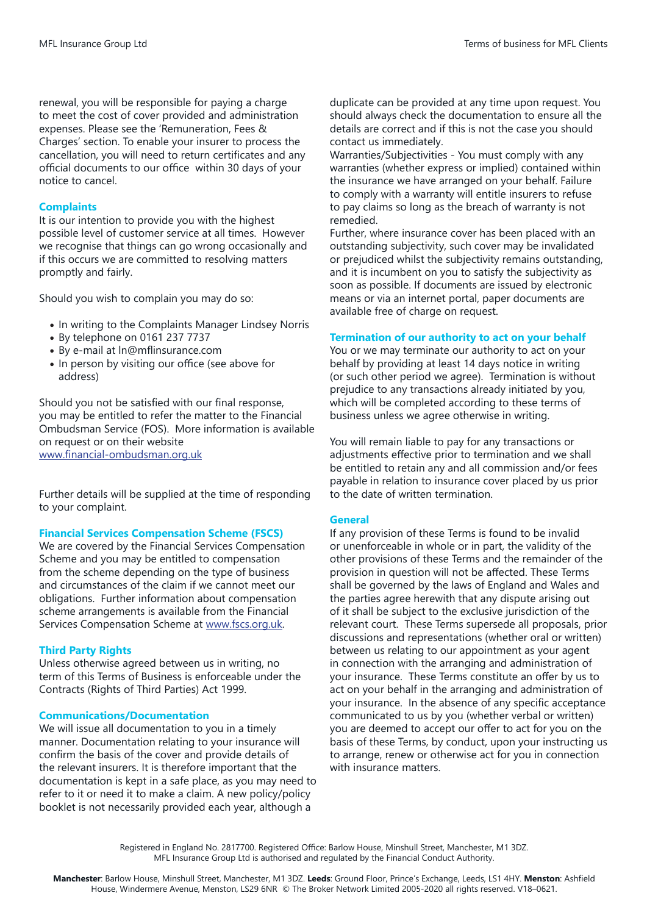renewal, you will be responsible for paying a charge to meet the cost of cover provided and administration expenses. Please see the 'Remuneration, Fees & Charges' section. To enable your insurer to process the cancellation, you will need to return certificates and any official documents to our office within 30 days of your notice to cancel.

## Complaints

It is our intention to provide you with the highest possible level of customer service at all times. However we recognise that things can go wrong occasionally and if this occurs we are committed to resolving matters promptly and fairly.

Should you wish to complain you may do so:

- In writing to the Complaints Manager Lindsey Norris
- By telephone on 0161 237 7737
- By e-mail at ln@mflinsurance.com
- In person by visiting our office (see above for address)

Should you not be satisfied with our final response, you may be entitled to refer the matter to the Financial Ombudsman Service (FOS). More information is available on request or on their website www.financial-ombudsman.org.uk

Further details will be supplied at the time of responding to your complaint.

## Financial Services Compensation Scheme (FSCS)

We are covered by the Financial Services Compensation Scheme and you may be entitled to compensation from the scheme depending on the type of business and circumstances of the claim if we cannot meet our obligations. Further information about compensation scheme arrangements is available from the Financial Services Compensation Scheme at www.fscs.org.uk.

## Third Party Rights

Unless otherwise agreed between us in writing, no term of this Terms of Business is enforceable under the Contracts (Rights of Third Parties) Act 1999.

## Communications/Documentation

We will issue all documentation to you in a timely manner. Documentation relating to your insurance will confirm the basis of the cover and provide details of the relevant insurers. It is therefore important that the documentation is kept in a safe place, as you may need to refer to it or need it to make a claim. A new policy/policy booklet is not necessarily provided each year, although a duplicate can be provided at any time upon request. You should always check the documentation to ensure all the details are correct and if this is not the case you should contact us immediately.

Warranties/Subjectivities - You must comply with any warranties (whether express or implied) contained within the insurance we have arranged on your behalf. Failure to comply with a warranty will entitle insurers to refuse to pay claims so long as the breach of warranty is not remedied.

Further, where insurance cover has been placed with an outstanding subjectivity, such cover may be invalidated or prejudiced whilst the subjectivity remains outstanding, and it is incumbent on you to satisfy the subjectivity as soon as possible. If documents are issued by electronic means or via an internet portal, paper documents are available free of charge on request.

## Termination of our authority to act on your behalf

You or we may terminate our authority to act on your behalf by providing at least 14 days notice in writing (or such other period we agree). Termination is without prejudice to any transactions already initiated by you, which will be completed according to these terms of business unless we agree otherwise in writing.

You will remain liable to pay for any transactions or adjustments effective prior to termination and we shall be entitled to retain any and all commission and/or fees payable in relation to insurance cover placed by us prior to the date of written termination.

## General

If any provision of these Terms is found to be invalid or unenforceable in whole or in part, the validity of the other provisions of these Terms and the remainder of the provision in question will not be affected. These Terms shall be governed by the laws of England and Wales and the parties agree herewith that any dispute arising out of it shall be subject to the exclusive jurisdiction of the relevant court. These Terms supersede all proposals, prior discussions and representations (whether oral or written) between us relating to our appointment as your agent in connection with the arranging and administration of your insurance. These Terms constitute an offer by us to act on your behalf in the arranging and administration of your insurance. In the absence of any specific acceptance communicated to us by you (whether verbal or written) you are deemed to accept our offer to act for you on the basis of these Terms, by conduct, upon your instructing us to arrange, renew or otherwise act for you in connection with insurance matters.

Registered in England No. 2817700. Registered Office: Barlow House, Minshull Street, Manchester, M1 3DZ. MFL Insurance Group Ltd is authorised and regulated by the Financial Conduct Authority.

**Manchester**: Barlow House, Minshull Street, Manchester, M1 3DZ. **Leeds**: Ground Floor, Prince's Exchange, Leeds, LS1 4HY. **Menston**: Ashfield House, Windermere Avenue, Menston, LS29 6NR © The Broker Network Limited 2005-2020 all rights reserved. V18–0621.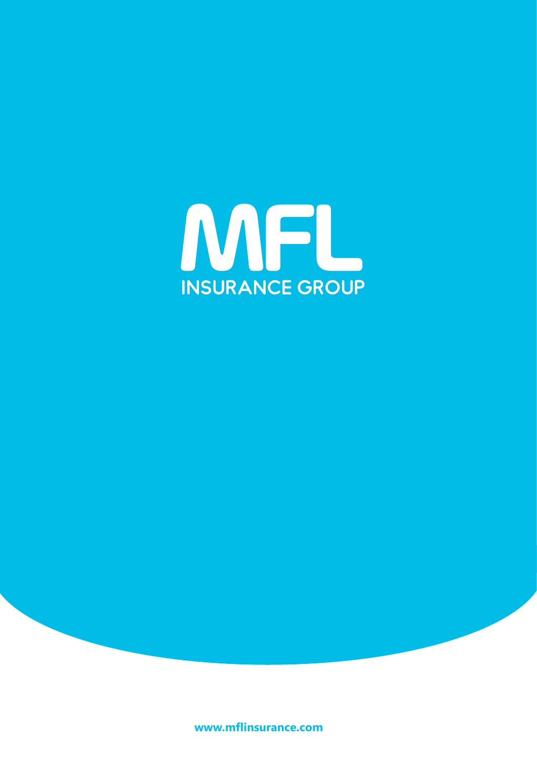MFL

INSURANCE GROUP

**www.mflinsurance.com**